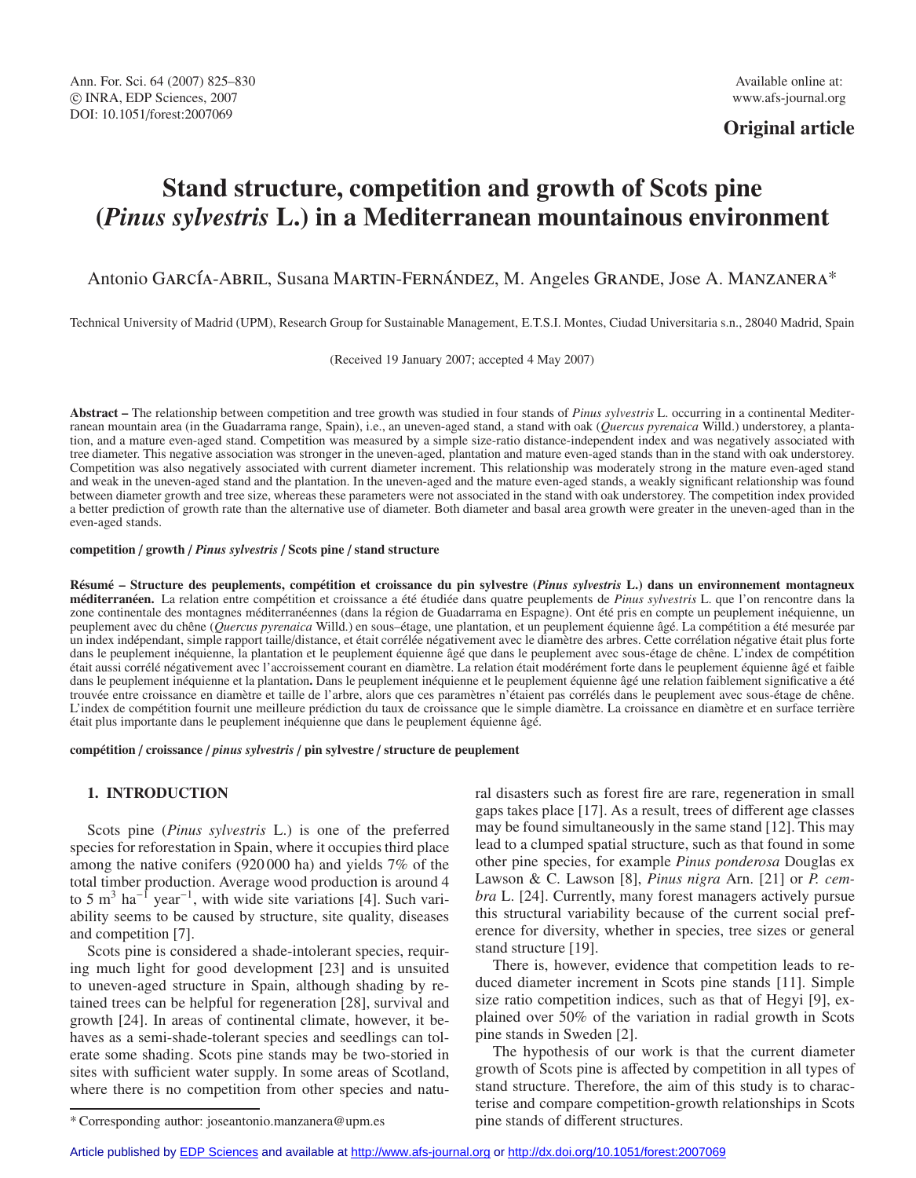# Stand structure, competition and growth of Scots pine (*Pinus sylvestris* L.) in a Mediterranean mountainous environment

Antonio García-Abril, Susana Martin-Fernández, M. Angeles Grande, Jose A. Manzanera*

Technical University of Madrid (UPM), Research Group for Sustainable Management, E.T.S.I. Montes, Ciudad Universitaria s.n., 28040 Madrid, Spain

(Received 19 January 2007; accepted 4 May 2007)

**Abstract –** The relationship between competition and tree growth was studied in four stands of *Pinus sylvestris* L. occurring in a continental Mediterranean mountain area (in the Guadarrama range, Spain), i.e., an uneven-aged stand, a stand with oak (*Quercus pyrenaica* Willd.) understorey, a plantation, and a mature even-aged stand. Competition was measured by a simple size-ratio distance-independent index and was negatively associated with tree diameter. This negative association was stronger in the uneven-aged, plantation and mature even-aged stands than in the stand with oak understorey. Competition was also negatively associated with current diameter increment. This relationship was moderately strong in the mature even-aged stand and weak in the uneven-aged stand and the plantation. In the uneven-aged and the mature even-aged stands, a weakly significant relationship was found between diameter growth and tree size, whereas these parameters were not associated in the stand with oak understorey. The competition index provided a better prediction of growth rate than the alternative use of diameter. Both diameter and basal area growth were greater in the uneven-aged than in the even-aged stands.

**competition / growth / *Pinus sylvestris* / Scots pine / stand structure**

**Résumé – Structure des peuplements, compétition et croissance du pin sylvestre (*Pinus sylvestris* L.) dans un environnement montagneux méditerranéen.** La relation entre compétition et croissance a été étudiée dans quatre peuplements de *Pinus sylvestris* L. que l'on rencontre dans la zone continentale des montagnes méditerranéennes (dans la région de Guadarrama en Espagne). Ont été pris en compte un peuplement inéquienne, un peuplement avec du chêne (*Quercus pyrenaica* Willd.) en sous–étage, une plantation, et un peuplement équienne âgé. La compétition a été mesurée par un index indépendant, simple rapport taille/distance, et était corrélée négativement avec le diamètre des arbres. Cette corrélation négative était plus forte dans le peuplement inéquienne, la plantation et le peuplement équienne âgé que dans le peuplement avec sous-étage de chêne. L'index de compétition était aussi corrélé négativement avec l'accroissement courant en diamètre. La relation était modérément forte dans le peuplement équienne âgé et faible dans le peuplement inéquienne et la plantation**.** Dans le peuplement inéquienne et le peuplement équienne âgé une relation faiblement significative a été trouvée entre croissance en diamètre et taille de l'arbre, alors que ces paramètres n'étaient pas corrélés dans le peuplement avec sous-étage de chêne. L'index de compétition fournit une meilleure prédiction du taux de croissance que le simple diamètre. La croissance en diamètre et en surface terrière était plus importante dans le peuplement inéquienne que dans le peuplement équienne âgé.

**compétition / croissance / *pinus sylvestris* / pin sylvestre / structure de peuplement**

## 1. INTRODUCTION

Scots pine (*Pinus sylvestris* L.) is one of the preferred species for reforestation in Spain, where it occupies third place among the native conifers (920 000 ha) and yields 7% of the total timber production. Average wood production is around 4 to 5 $m^3$ $ha^{-1}$ $year^{-1}$, with wide site variations [4]. Such variability seems to be caused by structure, site quality, diseases and competition [7].

Scots pine is considered a shade-intolerant species, requiring much light for good development [23] and is unsuited to uneven-aged structure in Spain, although shading by retained trees can be helpful for regeneration [28], survival and growth [24]. In areas of continental climate, however, it behaves as a semi-shade-tolerant species and seedlings can tolerate some shading. Scots pine stands may be two-storied in sites with sufficient water supply. In some areas of Scotland, where there is no competition from other species and natural disasters such as forest fire are rare, regeneration in small gaps takes place [17]. As a result, trees of different age classes may be found simultaneously in the same stand [12]. This may lead to a clumped spatial structure, such as that found in some other pine species, for example *Pinus ponderosa* Douglas ex Lawson & C. Lawson [8], *Pinus nigra* Arn. [21] or *P. cembra* L. [24]. Currently, many forest managers actively pursue this structural variability because of the current social preference for diversity, whether in species, tree sizes or general stand structure [19].

There is, however, evidence that competition leads to reduced diameter increment in Scots pine stands [11]. Simple size ratio competition indices, such as that of Hegyi [9], explained over 50% of the variation in radial growth in Scots pine stands in Sweden [2].

The hypothesis of our work is that the current diameter growth of Scots pine is affected by competition in all types of stand structure. Therefore, the aim of this study is to characterise and compare competition-growth relationships in Scots pine stands of different structures.

* Corresponding author: joseantonio.manzanera@upm.es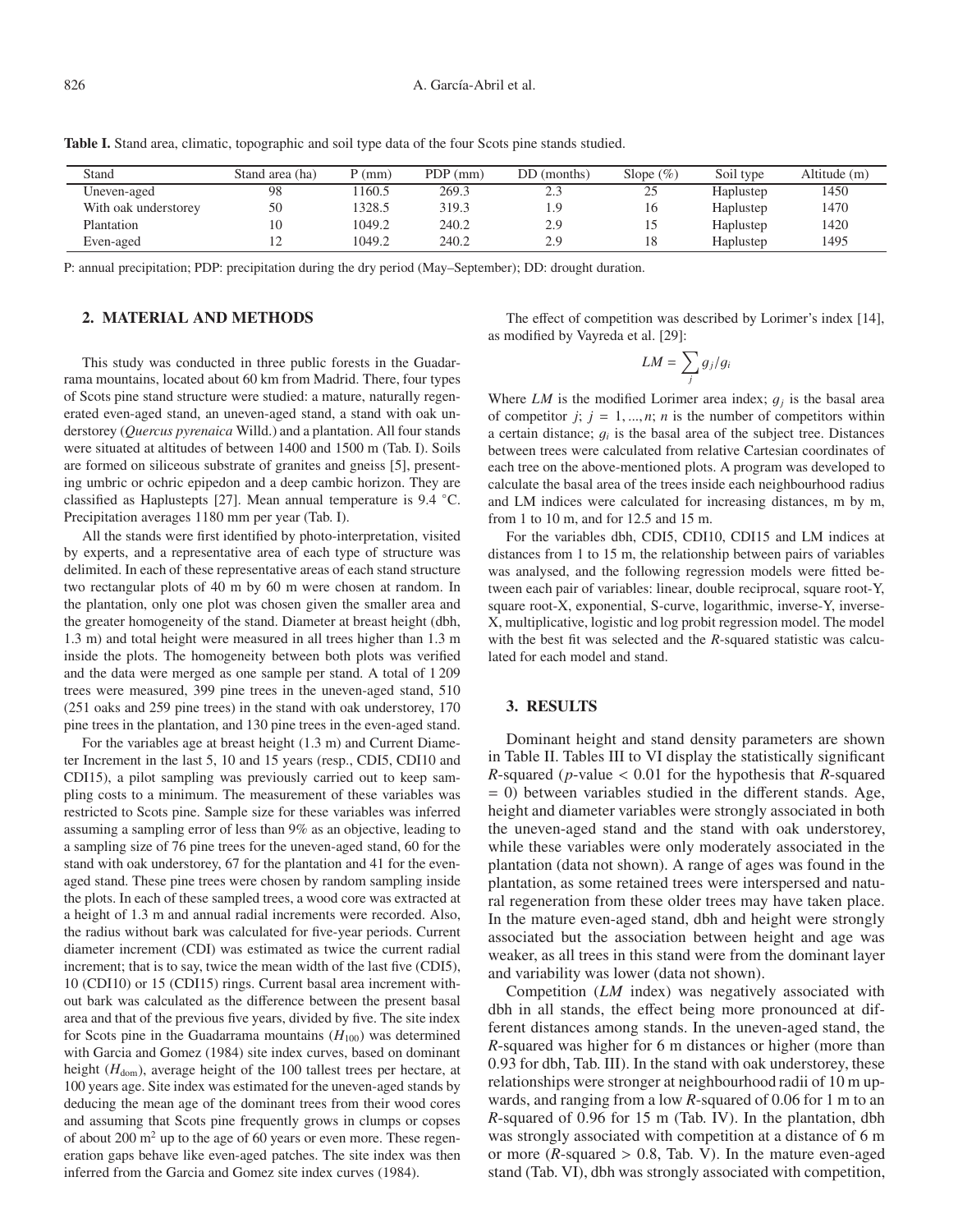**Table I.** Stand area, climatic, topographic and soil type data of the four Scots pine stands studied.

| Stand | Stand area (ha) | P (mm) | PDP (mm) | DD (months) | Slope (%) | Soil type | Altitude (m) |
|---|---|---|---|---|---|---|---|
| Uneven-aged | 98 | 1160.5 | 269.3 | 2.3 | 25 | Haplustep | 1450 |
| With oak understorey | 50 | 1328.5 | 319.3 | 1.9 | 16 | Haplustep | 1470 |
| Plantation | 10 | 1049.2 | 240.2 | 2.9 | 15 | Haplustep | 1420 |
| Even-aged | 12 | 1049.2 | 240.2 | 2.9 | 18 | Haplustep | 1495 |

P: annual precipitation; PDP: precipitation during the dry period (May–September); DD: drought duration.

## 2. MATERIAL AND METHODS

This study was conducted in three public forests in the Guadarrama mountains, located about 60 km from Madrid. There, four types of Scots pine stand structure were studied: a mature, naturally regenerated even-aged stand, an uneven-aged stand, a stand with oak understorey (*Quercus pyrenaica* Willd.) and a plantation. All four stands were situated at altitudes of between 1400 and 1500 m (Tab. I). Soils are formed on siliceous substrate of granites and gneiss [5], presenting umbric or ochric epipedon and a deep cambic horizon. They are classified as Haplustepts [27]. Mean annual temperature is 9.4 °C. Precipitation averages 1180 mm per year (Tab. I).

All the stands were first identified by photo-interpretation, visited by experts, and a representative area of each type of structure was delimited. In each of these representative areas of each stand structure two rectangular plots of 40 m by 60 m were chosen at random. In the plantation, only one plot was chosen given the smaller area and the greater homogeneity of the stand. Diameter at breast height (dbh, 1.3 m) and total height were measured in all trees higher than 1.3 m inside the plots. The homogeneity between both plots was verified and the data were merged as one sample per stand. A total of 1 209 trees were measured, 399 pine trees in the uneven-aged stand, 510 (251 oaks and 259 pine trees) in the stand with oak understorey, 170 pine trees in the plantation, and 130 pine trees in the even-aged stand.

For the variables age at breast height (1.3 m) and Current Diameter Increment in the last 5, 10 and 15 years (resp., CDI5, CDI10 and CDI15), a pilot sampling was previously carried out to keep sampling costs to a minimum. The measurement of these variables was restricted to Scots pine. Sample size for these variables was inferred assuming a sampling error of less than 9% as an objective, leading to a sampling size of 76 pine trees for the uneven-aged stand, 60 for the stand with oak understorey, 67 for the plantation and 41 for the even-aged stand. These pine trees were chosen by random sampling inside the plots. In each of these sampled trees, a wood core was extracted at a height of 1.3 m and annual radial increments were recorded. Also, the radius without bark was calculated for five-year periods. Current diameter increment (CDI) was estimated as twice the current radial increment; that is to say, twice the mean width of the last five (CDI5), 10 (CDI10) or 15 (CDI15) rings. Current basal area increment without bark was calculated as the difference between the present basal area and that of the previous five years, divided by five. The site index for Scots pine in the Guadarrama mountains ($H_{100}$) was determined with Garcia and Gomez (1984) site index curves, based on dominant height ($H_{dom}$), average height of the 100 tallest trees per hectare, at 100 years age. Site index was estimated for the uneven-aged stands by deducing the mean age of the dominant trees from their wood cores and assuming that Scots pine frequently grows in clumps or copses of about 200 $m^2$ up to the age of 60 years or even more. These regeneration gaps behave like even-aged patches. The site index was then inferred from the Garcia and Gomez site index curves (1984).

The effect of competition was described by Lorimer's index [14], as modified by Vayreda et al. [29]:

$$LM = \sum_j g_j / g_i$$

Where $LM$ is the modified Lorimer area index; $g_j$ is the basal area of competitor $j$; $j = 1, ..., n$; $n$ is the number of competitors within a certain distance; $g_i$ is the basal area of the subject tree. Distances between trees were calculated from relative Cartesian coordinates of each tree on the above-mentioned plots. A program was developed to calculate the basal area of the trees inside each neighbourhood radius and LM indices were calculated for increasing distances, m by m, from 1 to 10 m, and for 12.5 and 15 m.

For the variables dbh, CDI5, CDI10, CDI15 and LM indices at distances from 1 to 15 m, the relationship between pairs of variables was analysed, and the following regression models were fitted between each pair of variables: linear, double reciprocal, square root-Y, square root-X, exponential, S-curve, logarithmic, inverse-Y, inverse-X, multiplicative, logistic and log probit regression model. The model with the best fit was selected and the $R$-squared statistic was calculated for each model and stand.

## 3. RESULTS

Dominant height and stand density parameters are shown in Table II. Tables III to VI display the statistically significant $R$-squared ($p$-value $< 0.01$ for the hypothesis that $R$-squared $= 0$) between variables studied in the different stands. Age, height and diameter variables were strongly associated in both the uneven-aged stand and the stand with oak understorey, while these variables were only moderately associated in the plantation (data not shown). A range of ages was found in the plantation, as some retained trees were interspersed and natural regeneration from these older trees may have taken place. In the mature even-aged stand, dbh and height were strongly associated but the association between height and age was weaker, as all trees in this stand were from the dominant layer and variability was lower (data not shown).

Competition ($LM$ index) was negatively associated with dbh in all stands, the effect being more pronounced at different distances among stands. In the uneven-aged stand, the $R$-squared was higher for 6 m distances or higher (more than 0.93 for dbh, Tab. III). In the stand with oak understorey, these relationships were stronger at neighbourhood radii of 10 m upwards, and ranging from a low $R$-squared of 0.06 for 1 m to an $R$-squared of 0.96 for 15 m (Tab. IV). In the plantation, dbh was strongly associated with competition at a distance of 6 m or more ($R$-squared $> 0.8$, Tab. V). In the mature even-aged stand (Tab. VI), dbh was strongly associated with competition,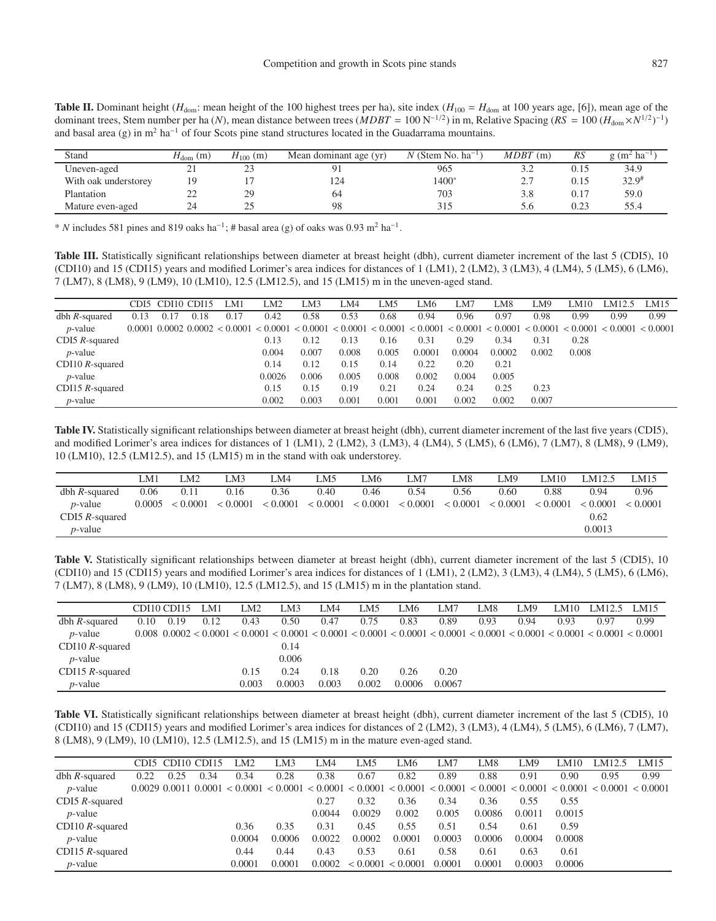**Table II.** Dominant height ($H_{dom}$: mean height of the 100 highest trees per ha), site index ($H_{100} = H_{dom}$ at 100 years age, [6]), mean age of the dominant trees, Stem number per ha ($N$), mean distance between trees ($MDBT = 100\ N^{-1/2}$) in m, Relative Spacing ($RS = 100\ (H_{dom} \times N^{1/2})^{-1}$) and basal area (g) in $m^2\ ha^{-1}$ of four Scots pine stand structures located in the Guadarrama mountains.

| Stand | $H_{dom}$ (m) | $H_{100}$ (m) | Mean dominant age (yr) | $N$ (Stem No. $ha^{-1}$) | $MDBT$ (m) | $RS$ | g ($m^2\ ha^{-1}$) |
|---|---|---|---|---|---|---|---|
| Uneven-aged | 21 | 23 | 91 | 965 | 3.2 | 0.15 | 34.9 |
| With oak understorey | 19 | 17 | 124 | 1400* | 2.7 | 0.15 | 32.9# |
| Plantation | 22 | 29 | 64 | 703 | 3.8 | 0.17 | 59.0 |
| Mature even-aged | 24 | 25 | 98 | 315 | 5.6 | 0.23 | 55.4 |

\* $N$ includes 581 pines and 819 oaks $ha^{-1}$; # basal area (g) of oaks was 0.93 $m^2\ ha^{-1}$.

**Table III.** Statistically significant relationships between diameter at breast height (dbh), current diameter increment of the last 5 (CDI5), 10 (CDI10) and 15 (CDI15) years and modified Lorimer's area indices for distances of 1 (LM1), 2 (LM2), 3 (LM3), 4 (LM4), 5 (LM5), 6 (LM6), 7 (LM7), 8 (LM8), 9 (LM9), 10 (LM10), 12.5 (LM12.5), and 15 (LM15) m in the uneven-aged stand.

| | CDI5 | CDI10 | CDI15 | LM1 | LM2 | LM3 | LM4 | LM5 | LM6 | LM7 | LM8 | LM9 | LM10 | LM12.5 | LM15 |
|---|---|---|---|---|---|---|---|---|---|---|---|---|---|---|---|
| dbh $R$-squared | 0.13 | 0.17 | 0.18 | 0.17 | 0.42 | 0.58 | 0.53 | 0.68 | 0.94 | 0.96 | 0.97 | 0.98 | 0.99 | 0.99 | 0.99 |
| $p$-value | 0.0001 | 0.0002 | 0.0002 | < 0.0001 | < 0.0001 | < 0.0001 | < 0.0001 | < 0.0001 | < 0.0001 | < 0.0001 | < 0.0001 | < 0.0001 | < 0.0001 | < 0.0001 | < 0.0001 |
| CDI5 $R$-squared | | | | | 0.13 | 0.12 | 0.13 | 0.16 | 0.31 | 0.29 | 0.34 | 0.31 | 0.28 | | |
| $p$-value | | | | | 0.004 | 0.007 | 0.008 | 0.005 | 0.0001 | 0.0004 | 0.0002 | 0.002 | 0.008 | | |
| CDI10 $R$-squared | | | | | 0.14 | 0.12 | 0.15 | 0.14 | 0.22 | 0.20 | 0.21 | | | | |
| $p$-value | | | | | 0.0026 | 0.006 | 0.005 | 0.008 | 0.002 | 0.004 | 0.005 | | | | |
| CDI15 $R$-squared | | | | | 0.15 | 0.15 | 0.19 | 0.21 | 0.24 | 0.24 | 0.25 | 0.23 | | | |
| $p$-value | | | | | 0.002 | 0.003 | 0.001 | 0.001 | 0.001 | 0.002 | 0.002 | 0.007 | | | |

**Table IV.** Statistically significant relationships between diameter at breast height (dbh), current diameter increment of the last five years (CDI5), and modified Lorimer's area indices for distances of 1 (LM1), 2 (LM2), 3 (LM3), 4 (LM4), 5 (LM5), 6 (LM6), 7 (LM7), 8 (LM8), 9 (LM9), 10 (LM10), 12.5 (LM12.5), and 15 (LM15) m in the stand with oak understorey.

| | LM1 | LM2 | LM3 | LM4 | LM5 | LM6 | LM7 | LM8 | LM9 | LM10 | LM12.5 | LM15 |
|---|---|---|---|---|---|---|---|---|---|---|---|---|
| dbh $R$-squared | 0.06 | 0.11 | 0.16 | 0.36 | 0.40 | 0.46 | 0.54 | 0.56 | 0.60 | 0.88 | 0.94 | 0.96 |
| $p$-value | 0.0005 | < 0.0001 | < 0.0001 | < 0.0001 | < 0.0001 | < 0.0001 | < 0.0001 | < 0.0001 | < 0.0001 | < 0.0001 | < 0.0001 | < 0.0001 |
| CDI5 $R$-squared | | | | | | | | | | | 0.62 | |
| $p$-value | | | | | | | | | | | 0.0013 | |

**Table V.** Statistically significant relationships between diameter at breast height (dbh), current diameter increment of the last 5 (CDI5), 10 (CDI10) and 15 (CDI15) years and modified Lorimer's area indices for distances of 1 (LM1), 2 (LM2), 3 (LM3), 4 (LM4), 5 (LM5), 6 (LM6), 7 (LM7), 8 (LM8), 9 (LM9), 10 (LM10), 12.5 (LM12.5), and 15 (LM15) m in the plantation stand.

| | CDI10 | CDI15 | LM1 | LM2 | LM3 | LM4 | LM5 | LM6 | LM7 | LM8 | LM9 | LM10 | LM12.5 | LM15 |
|---|---|---|---|---|---|---|---|---|---|---|---|---|---|---|
| dbh $R$-squared | 0.10 | 0.19 | 0.12 | 0.43 | 0.50 | 0.47 | 0.75 | 0.83 | 0.89 | 0.93 | 0.94 | 0.93 | 0.97 | 0.99 |
| $p$-value | 0.008 | 0.0002 | < 0.0001 | < 0.0001 | < 0.0001 | < 0.0001 | < 0.0001 | < 0.0001 | < 0.0001 | < 0.0001 | < 0.0001 | < 0.0001 | < 0.0001 | < 0.0001 |
| CDI10 $R$-squared | | | | | 0.14 | | | | | | | | | |
| $p$-value | | | | | 0.006 | | | | | | | | | |
| CDI15 $R$-squared | | | | 0.15 | 0.24 | 0.18 | 0.20 | 0.26 | 0.20 | | | | | |
| $p$-value | | | | 0.003 | 0.0003 | 0.003 | 0.002 | 0.0006 | 0.0067 | | | | | |

**Table VI.** Statistically significant relationships between diameter at breast height (dbh), current diameter increment of the last 5 (CDI5), 10 (CDI10) and 15 (CDI15) years and modified Lorimer's area indices for distances of 2 (LM2), 3 (LM3), 4 (LM4), 5 (LM5), 6 (LM6), 7 (LM7), 8 (LM8), 9 (LM9), 10 (LM10), 12.5 (LM12.5), and 15 (LM15) m in the mature even-aged stand.

| | CDI5 | CDI10 | CDI15 | LM2 | LM3 | LM4 | LM5 | LM6 | LM7 | LM8 | LM9 | LM10 | LM12.5 | LM15 |
|---|---|---|---|---|---|---|---|---|---|---|---|---|---|---|
| dbh $R$-squared | 0.22 | 0.25 | 0.34 | 0.34 | 0.28 | 0.38 | 0.67 | 0.82 | 0.89 | 0.88 | 0.91 | 0.90 | 0.95 | 0.99 |
| $p$-value | 0.0029 | 0.0011 | 0.0001 | < 0.0001 | < 0.0001 | < 0.0001 | < 0.0001 | < 0.0001 | < 0.0001 | < 0.0001 | < 0.0001 | < 0.0001 | < 0.0001 | < 0.0001 |
| CDI5 $R$-squared | | | | | | 0.27 | 0.32 | 0.36 | 0.34 | 0.36 | 0.55 | 0.55 | | |
| $p$-value | | | | | | 0.0044 | 0.0029 | 0.002 | 0.005 | 0.0086 | 0.0011 | 0.0015 | | |
| CDI10 $R$-squared | | | | 0.36 | 0.35 | 0.31 | 0.45 | 0.55 | 0.51 | 0.54 | 0.61 | 0.59 | | |
| $p$-value | | | | 0.0004 | 0.0006 | 0.0022 | 0.0002 | 0.0001 | 0.0003 | 0.0006 | 0.0004 | 0.0008 | | |
| CDI15 $R$-squared | | | | 0.44 | 0.44 | 0.43 | 0.53 | 0.61 | 0.58 | 0.61 | 0.63 | 0.61 | | |
| $p$-value | | | | 0.0001 | 0.0001 | 0.0002 | < 0.0001 | < 0.0001 | 0.0001 | 0.0001 | 0.0003 | 0.0006 | | |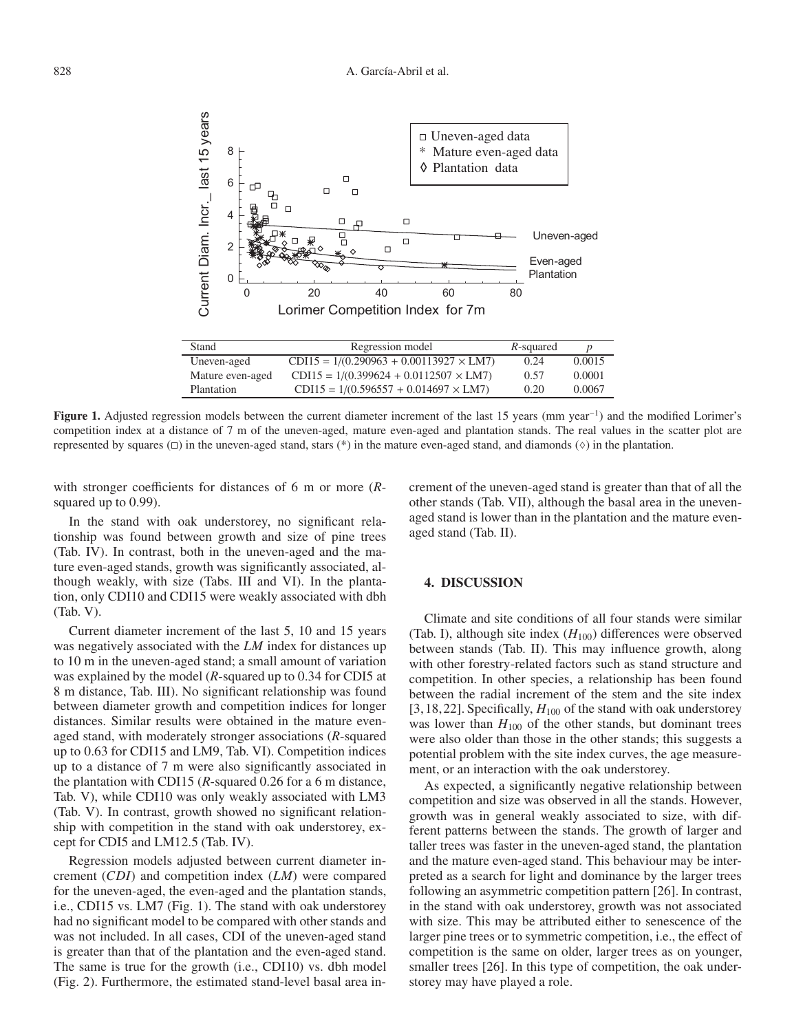| Stand | Regression model | R-squared | p |
|---|---|---|---|
| Uneven-aged | CDI15 = 1/(0.290963 + 0.00113927 × LM7) | 0.24 | 0.0015 |
| Mature even-aged | CDI15 = 1/(0.399624 + 0.0112507 × LM7) | 0.57 | 0.0001 |
| Plantation | CDI15 = 1/(0.596557 + 0.014697 × LM7) | 0.20 | 0.0067 |

**Figure 1.** Adjusted regression models between the current diameter increment of the last 15 years (mm year$^{-1}$) and the modified Lorimer's competition index at a distance of 7 m of the uneven-aged, mature even-aged and plantation stands. The real values in the scatter plot are represented by squares (□) in the uneven-aged stand, stars (*) in the mature even-aged stand, and diamonds (◊) in the plantation.

with stronger coefficients for distances of 6 m or more (*R*-squared up to 0.99).

In the stand with oak understorey, no significant relationship was found between growth and size of pine trees (Tab. IV). In contrast, both in the uneven-aged and the mature even-aged stands, growth was significantly associated, although weakly, with size (Tabs. III and VI). In the plantation, only CDI10 and CDI15 were weakly associated with dbh (Tab. V).

Current diameter increment of the last 5, 10 and 15 years was negatively associated with the *LM* index for distances up to 10 m in the uneven-aged stand; a small amount of variation was explained by the model (*R*-squared up to 0.34 for CDI5 at 8 m distance, Tab. III). No significant relationship was found between diameter growth and competition indices for longer distances. Similar results were obtained in the mature even-aged stand, with moderately stronger associations (*R*-squared up to 0.63 for CDI15 and LM9, Tab. VI). Competition indices up to a distance of 7 m were also significantly associated in the plantation with CDI15 (*R*-squared 0.26 for a 6 m distance, Tab. V), while CDI10 was only weakly associated with LM3 (Tab. V). In contrast, growth showed no significant relationship with competition in the stand with oak understorey, except for CDI5 and LM12.5 (Tab. IV).

Regression models adjusted between current diameter increment (*CDI*) and competition index (*LM*) were compared for the uneven-aged, the even-aged and the plantation stands, i.e., CDI15 vs. LM7 (Fig. 1). The stand with oak understorey had no significant model to be compared with other stands and was not included. In all cases, CDI of the uneven-aged stand is greater than that of the plantation and the even-aged stand. The same is true for the growth (i.e., CDI10) vs. dbh model (Fig. 2). Furthermore, the estimated stand-level basal area increment of the uneven-aged stand is greater than that of all the other stands (Tab. VII), although the basal area in the uneven-aged stand is lower than in the plantation and the mature even-aged stand (Tab. II).

## 4. DISCUSSION

Climate and site conditions of all four stands were similar (Tab. I), although site index ($H_{100}$) differences were observed between stands (Tab. II). This may influence growth, along with other forestry-related factors such as stand structure and competition. In other species, a relationship has been found between the radial increment of the stem and the site index [3, 18, 22]. Specifically, $H_{100}$ of the stand with oak understorey was lower than $H_{100}$ of the other stands, but dominant trees were also older than those in the other stands; this suggests a potential problem with the site index curves, the age measurement, or an interaction with the oak understorey.

As expected, a significantly negative relationship between competition and size was observed in all the stands. However, growth was in general weakly associated to size, with different patterns between the stands. The growth of larger and taller trees was faster in the uneven-aged stand, the plantation and the mature even-aged stand. This behaviour may be interpreted as a search for light and dominance by the larger trees following an asymmetric competition pattern [26]. In contrast, in the stand with oak understorey, growth was not associated with size. This may be attributed either to senescence of the larger pine trees or to symmetric competition, i.e., the effect of competition is the same on older, larger trees as on younger, smaller trees [26]. In this type of competition, the oak understorey may have played a role.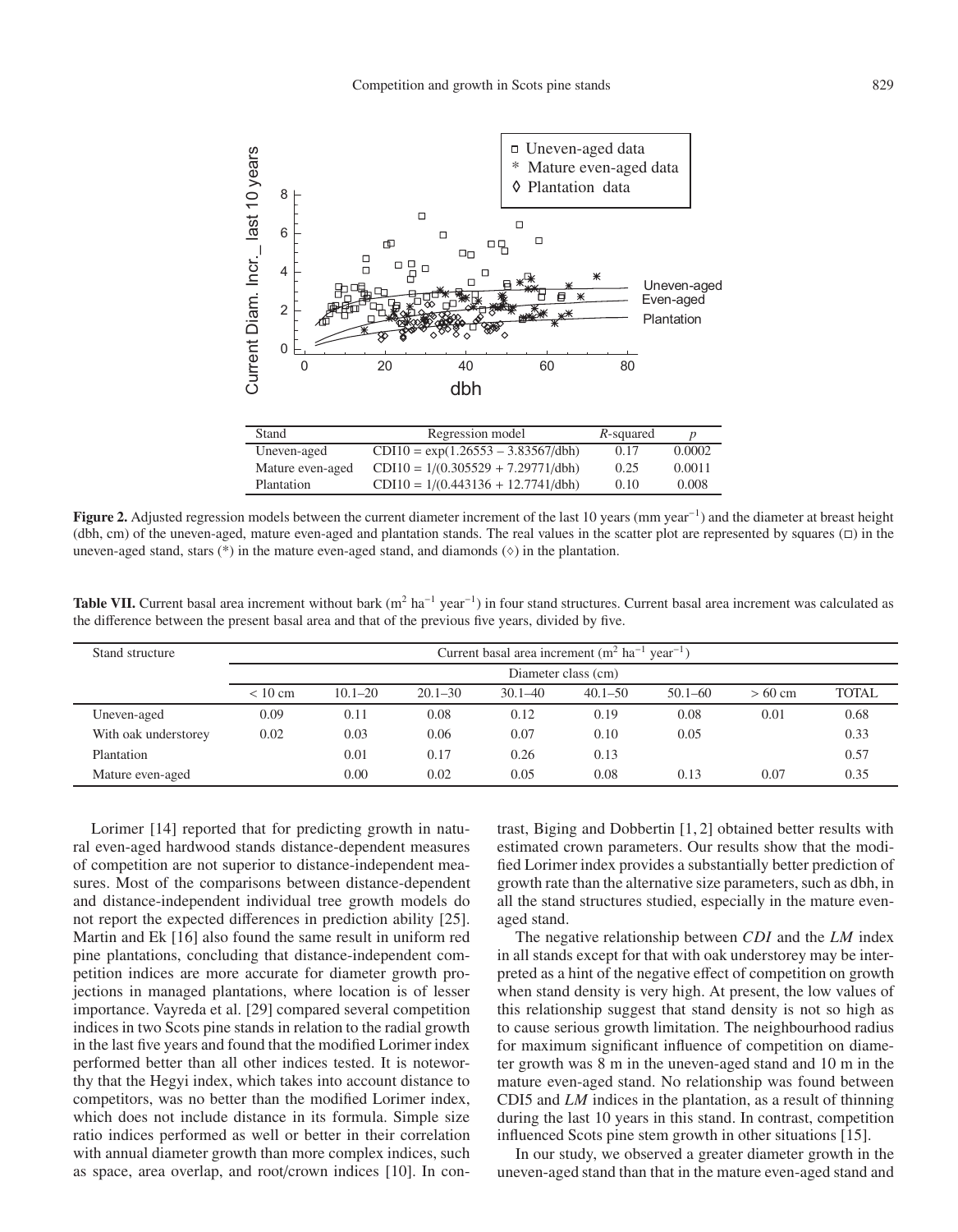| Stand | Regression model | R-squared | p |
|---|---|---|---|
| Uneven-aged | CDI10 = exp(1.26553 – 3.83567/dbh) | 0.17 | 0.0002 |
| Mature even-aged | CDI10 = 1/(0.305529 + 7.29771/dbh) | 0.25 | 0.0011 |
| Plantation | CDI10 = 1/(0.443136 + 12.7741/dbh) | 0.10 | 0.008 |

**Figure 2.** Adjusted regression models between the current diameter increment of the last 10 years (mm year$^{-1}$) and the diameter at breast height (dbh, cm) of the uneven-aged, mature even-aged and plantation stands. The real values in the scatter plot are represented by squares (□) in the uneven-aged stand, stars (*) in the mature even-aged stand, and diamonds (◇) in the plantation.

**Table VII.** Current basal area increment without bark (m$^2$ ha$^{-1}$ year$^{-1}$) in four stand structures. Current basal area increment was calculated as the difference between the present basal area and that of the previous five years, divided by five.

| Stand structure | Current basal area increment (m$^2$ ha$^{-1}$ year$^{-1}$) | | | | | | | |
|---|---|---|---|---|---|---|---|---|
| | Diameter class (cm) | | | | | | | |
| | < 10 cm | 10.1–20 | 20.1–30 | 30.1–40 | 40.1–50 | 50.1–60 | > 60 cm | TOTAL |
| Uneven-aged | 0.09 | 0.11 | 0.08 | 0.12 | 0.19 | 0.08 | 0.01 | 0.68 |
| With oak understorey | 0.02 | 0.03 | 0.06 | 0.07 | 0.10 | 0.05 | | 0.33 |
| Plantation | | 0.01 | 0.17 | 0.26 | 0.13 | | | 0.57 |
| Mature even-aged | | 0.00 | 0.02 | 0.05 | 0.08 | 0.13 | 0.07 | 0.35 |

Lorimer [14] reported that for predicting growth in natural even-aged hardwood stands distance-dependent measures of competition are not superior to distance-independent measures. Most of the comparisons between distance-dependent and distance-independent individual tree growth models do not report the expected differences in prediction ability [25]. Martin and Ek [16] also found the same result in uniform red pine plantations, concluding that distance-independent competition indices are more accurate for diameter growth projections in managed plantations, where location is of lesser importance. Vayreda et al. [29] compared several competition indices in two Scots pine stands in relation to the radial growth in the last five years and found that the modified Lorimer index performed better than all other indices tested. It is noteworthy that the Hegyi index, which takes into account distance to competitors, was no better than the modified Lorimer index, which does not include distance in its formula. Simple size ratio indices performed as well or better in their correlation with annual diameter growth than more complex indices, such as space, area overlap, and root/crown indices [10]. In contrast, Biging and Dobbertin [1, 2] obtained better results with estimated crown parameters. Our results show that the modified Lorimer index provides a substantially better prediction of growth rate than the alternative size parameters, such as dbh, in all the stand structures studied, especially in the mature even-aged stand.

The negative relationship between *CDI* and the *LM* index in all stands except for that with oak understorey may be interpreted as a hint of the negative effect of competition on growth when stand density is very high. At present, the low values of this relationship suggest that stand density is not so high as to cause serious growth limitation. The neighbourhood radius for maximum significant influence of competition on diameter growth was 8 m in the uneven-aged stand and 10 m in the mature even-aged stand. No relationship was found between CDI5 and *LM* indices in the plantation, as a result of thinning during the last 10 years in this stand. In contrast, competition influenced Scots pine stem growth in other situations [15].

In our study, we observed a greater diameter growth in the uneven-aged stand than that in the mature even-aged stand and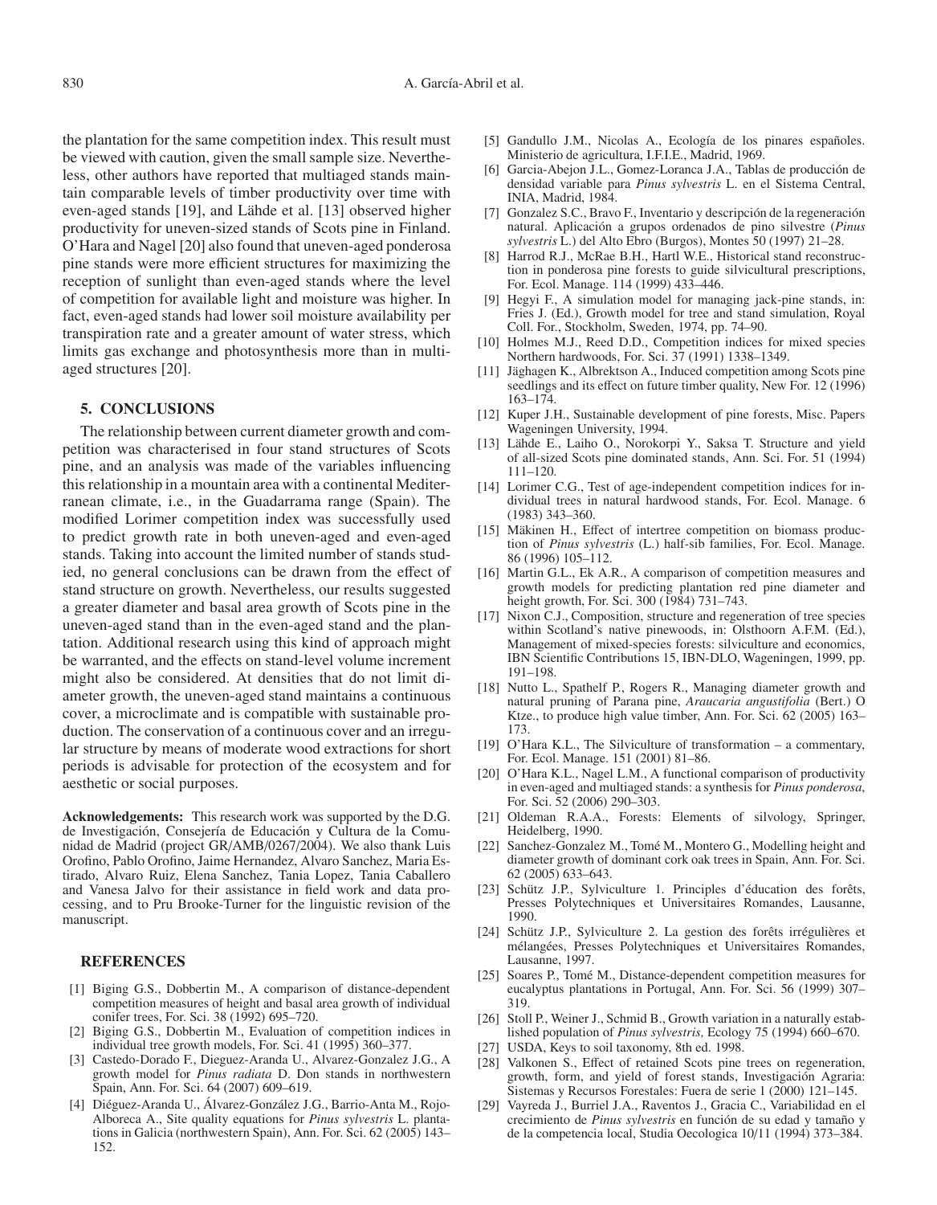the plantation for the same competition index. This result must be viewed with caution, given the small sample size. Nevertheless, other authors have reported that multiaged stands maintain comparable levels of timber productivity over time with even-aged stands [19], and Lähde et al. [13] observed higher productivity for uneven-sized stands of Scots pine in Finland. O'Hara and Nagel [20] also found that uneven-aged ponderosa pine stands were more efficient structures for maximizing the reception of sunlight than even-aged stands where the level of competition for available light and moisture was higher. In fact, even-aged stands had lower soil moisture availability per transpiration rate and a greater amount of water stress, which limits gas exchange and photosynthesis more than in multiaged structures [20].

## 5. CONCLUSIONS

The relationship between current diameter growth and competition was characterised in four stand structures of Scots pine, and an analysis was made of the variables influencing this relationship in a mountain area with a continental Mediterranean climate, i.e., in the Guadarrama range (Spain). The modified Lorimer competition index was successfully used to predict growth rate in both uneven-aged and even-aged stands. Taking into account the limited number of stands studied, no general conclusions can be drawn from the effect of stand structure on growth. Nevertheless, our results suggested a greater diameter and basal area growth of Scots pine in the uneven-aged stand than in the even-aged stand and the plantation. Additional research using this kind of approach might be warranted, and the effects on stand-level volume increment might also be considered. At densities that do not limit diameter growth, the uneven-aged stand maintains a continuous cover, a microclimate and is compatible with sustainable production. The conservation of a continuous cover and an irregular structure by means of moderate wood extractions for short periods is advisable for protection of the ecosystem and for aesthetic or social purposes.

**Acknowledgements:** This research work was supported by the D.G. de Investigación, Consejería de Educación y Cultura de la Comunidad de Madrid (project GR/AMB/0267/2004). We also thank Luis Orofino, Pablo Orofino, Jaime Hernandez, Alvaro Sanchez, Maria Estirado, Alvaro Ruiz, Elena Sanchez, Tania Lopez, Tania Caballero and Vanesa Jalvo for their assistance in field work and data processing, and to Pru Brooke-Turner for the linguistic revision of the manuscript.

## REFERENCES

[1] Biging G.S., Dobbertin M., A comparison of distance-dependent competition measures of height and basal area growth of individual conifer trees, For. Sci. 38 (1992) 695–720.

[2] Biging G.S., Dobbertin M., Evaluation of competition indices in individual tree growth models, For. Sci. 41 (1995) 360–377.

[3] Castedo-Dorado F., Dieguez-Aranda U., Alvarez-Gonzalez J.G., A growth model for *Pinus radiata* D. Don stands in northwestern Spain, Ann. For. Sci. 64 (2007) 609–619.

[4] Diéguez-Aranda U., Álvarez-González J.G., Barrio-Anta M., Rojo-Alboreca A., Site quality equations for *Pinus sylvestris* L. plantations in Galicia (northwestern Spain), Ann. For. Sci. 62 (2005) 143–152.

[5] Gandullo J.M., Nicolas A., Ecología de los pinares españoles. Ministerio de agricultura, I.F.I.E., Madrid, 1969.

[6] Garcia-Abejon J.L., Gomez-Loranca J.A., Tablas de producción de densidad variable para *Pinus sylvestris* L. en el Sistema Central, INIA, Madrid, 1984.

[7] Gonzalez S.C., Bravo F., Inventario y descripción de la regeneración natural. Aplicación a grupos ordenados de pino silvestre (*Pinus sylvestris* L.) del Alto Ebro (Burgos), Montes 50 (1997) 21–28.

[8] Harrod R.J., McRae B.H., Hartl W.E., Historical stand reconstruction in ponderosa pine forests to guide silvicultural prescriptions, For. Ecol. Manage. 114 (1999) 433–446.

[9] Hegyi F., A simulation model for managing jack-pine stands, in: Fries J. (Ed.), Growth model for tree and stand simulation, Royal Coll. For., Stockholm, Sweden, 1974, pp. 74–90.

[10] Holmes M.J., Reed D.D., Competition indices for mixed species Northern hardwoods, For. Sci. 37 (1991) 1338–1349.

[11] Jäghagen K., Albrektson A., Induced competition among Scots pine seedlings and its effect on future timber quality, New For. 12 (1996) 163–174.

[12] Kuper J.H., Sustainable development of pine forests, Misc. Papers Wageningen University, 1994.

[13] Lähde E., Laiho O., Norokorpi Y., Saksa T. Structure and yield of all-sized Scots pine dominated stands, Ann. Sci. For. 51 (1994) 111–120.

[14] Lorimer C.G., Test of age-independent competition indices for individual trees in natural hardwood stands, For. Ecol. Manage. 6 (1983) 343–360.

[15] Mäkinen H., Effect of intertree competition on biomass production of *Pinus sylvestris* (L.) half-sib families, For. Ecol. Manage. 86 (1996) 105–112.

[16] Martin G.L., Ek A.R., A comparison of competition measures and growth models for predicting plantation red pine diameter and height growth, For. Sci. 300 (1984) 731–743.

[17] Nixon C.J., Composition, structure and regeneration of tree species within Scotland's native pinewoods, in: Olsthoorn A.F.M. (Ed.), Management of mixed-species forests: silviculture and economics, IBN Scientific Contributions 15, IBN-DLO, Wageningen, 1999, pp. 191–198.

[18] Nutto L., Spathelf P., Rogers R., Managing diameter growth and natural pruning of Parana pine, *Araucaria angustifolia* (Bert.) O Ktze., to produce high value timber, Ann. For. Sci. 62 (2005) 163–173.

[19] O'Hara K.L., The Silviculture of transformation – a commentary, For. Ecol. Manage. 151 (2001) 81–86.

[20] O'Hara K.L., Nagel L.M., A functional comparison of productivity in even-aged and multiaged stands: a synthesis for *Pinus ponderosa*, For. Sci. 52 (2006) 290–303.

[21] Oldeman R.A.A., Forests: Elements of silvology, Springer, Heidelberg, 1990.

[22] Sanchez-Gonzalez M., Tomé M., Montero G., Modelling height and diameter growth of dominant cork oak trees in Spain, Ann. For. Sci. 62 (2005) 633–643.

[23] Schütz J.P., Sylviculture 1. Principles d'éducation des forêts, Presses Polytechniques et Universitaires Romandes, Lausanne, 1990.

[24] Schütz J.P., Sylviculture 2. La gestion des forêts irrégulières et mélangées, Presses Polytechniques et Universitaires Romandes, Lausanne, 1997.

[25] Soares P., Tomé M., Distance-dependent competition measures for eucalyptus plantations in Portugal, Ann. For. Sci. 56 (1999) 307–319.

[26] Stoll P., Weiner J., Schmid B., Growth variation in a naturally established population of *Pinus sylvestris,* Ecology 75 (1994) 660–670.

[27] USDA, Keys to soil taxonomy, 8th ed. 1998.

[28] Valkonen S., Effect of retained Scots pine trees on regeneration, growth, form, and yield of forest stands, Investigación Agraria: Sistemas y Recursos Forestales: Fuera de serie 1 (2000) 121–145.

[29] Vayreda J., Burriel J.A., Raventos J., Gracia C., Variabilidad en el crecimiento de *Pinus sylvestris* en función de su edad y tamaño y de la competencia local, Studia Oecologica 10/11 (1994) 373–384.